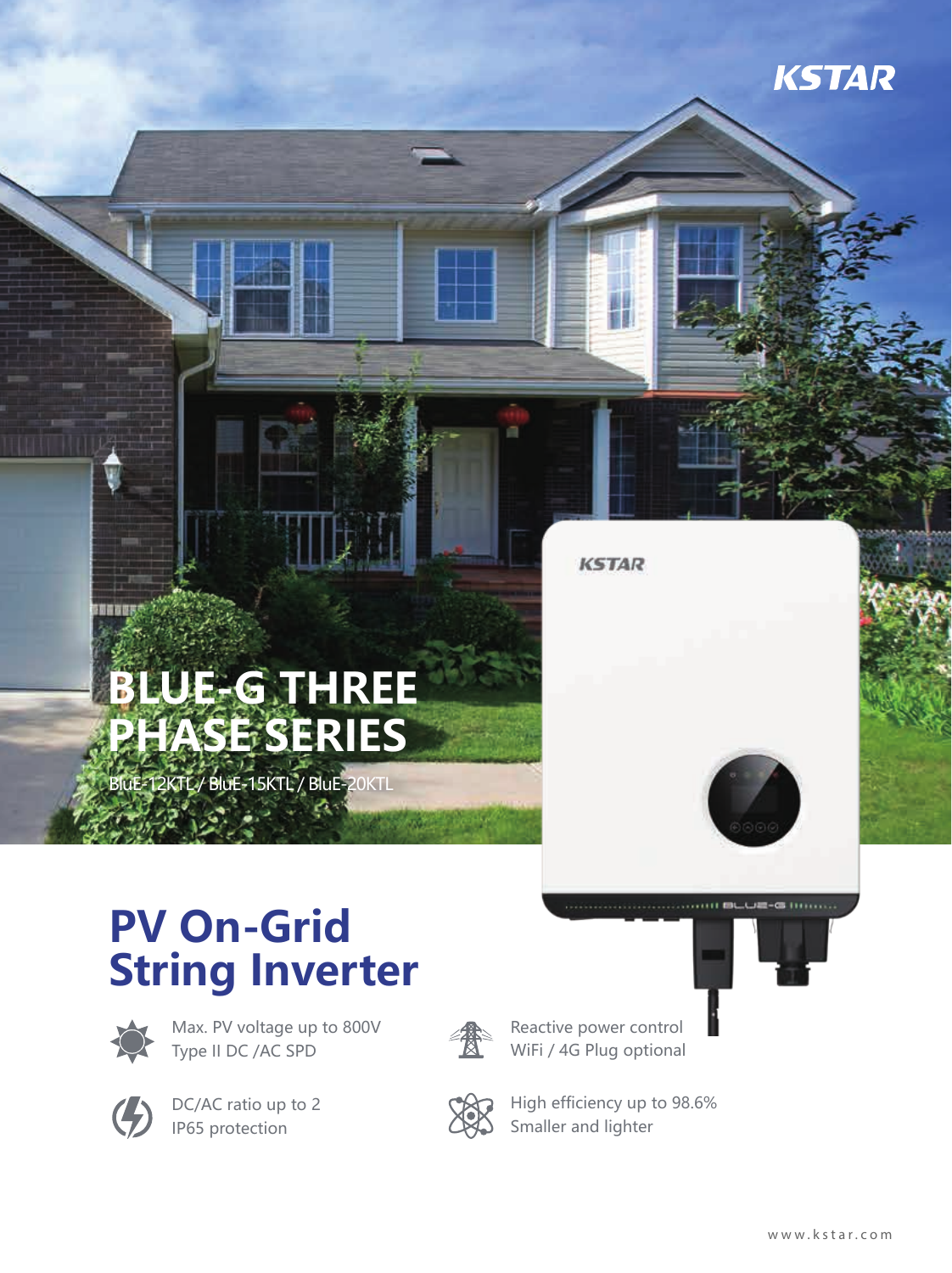KSTAR

# BLUE-G THREE PHASE SERIES

BluE-12KTL / BluE-15KTL / BluE-20KTL

# PV On-Grid String Inverter

- Max. PV voltage up to 800V
  Type II DC /AC SPD
- Reactive power control
  WiFi / 4G Plug optional
- DC/AC ratio up to 2
  IP65 protection
- High efficiency up to 98.6%
  Smaller and lighter

www.kstar.com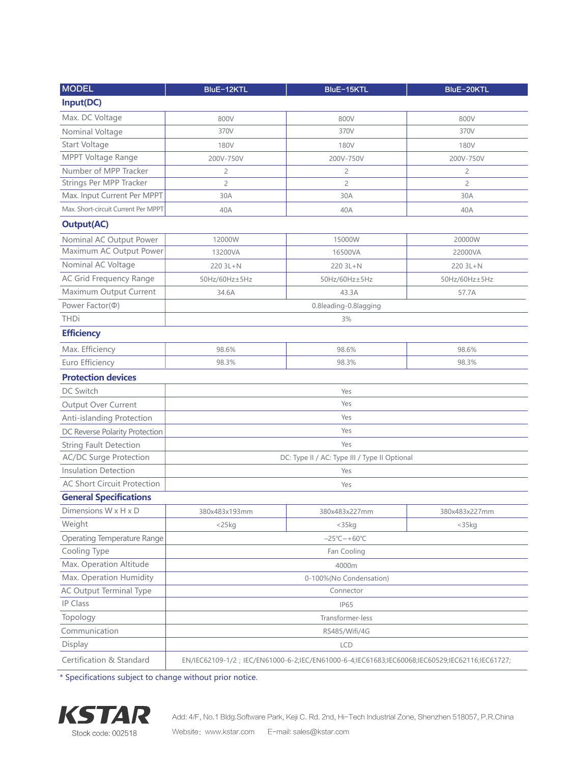| MODEL | BluE-12KTL | BluE-15KTL | BluE-20KTL |
|---|---|---|---|
| **Input(DC)** | | | |
| Max. DC Voltage | 800V | 800V | 800V |
| Nominal Voltage | 370V | 370V | 370V |
| Start Voltage | 180V | 180V | 180V |
| MPPT Voltage Range | 200V-750V | 200V-750V | 200V-750V |
| Number of MPP Tracker | 2 | 2 | 2 |
| Strings Per MPP Tracker | 2 | 2 | 2 |
| Max. Input Current Per MPPT | 30A | 30A | 30A |
| Max. Short-circuit Current Per MPPT | 40A | 40A | 40A |
| **Output(AC)** | | | |
| Nominal AC Output Power | 12000W | 15000W | 20000W |
| Maximum AC Output Power | 13200VA | 16500VA | 22000VA |
| Nominal AC Voltage | 220 3L+N | 220 3L+N | 220 3L+N |
| AC Grid Frequency Range | 50Hz/60Hz±5Hz | 50Hz/60Hz±5Hz | 50Hz/60Hz±5Hz |
| Maximum Output Current | 34.6A | 43.3A | 57.7A |
| Power Factor(Φ) | 0.8leading-0.8lagging | | |
| THDi | 3% | | |
| **Efficiency** | | | |
| Max. Efficiency | 98.6% | 98.6% | 98.6% |
| Euro Efficiency | 98.3% | 98.3% | 98.3% |
| **Protection devices** | | | |
| DC Switch | Yes | | |
| Output Over Current | Yes | | |
| Anti-islanding Protection | Yes | | |
| DC Reverse Polarity Protection | Yes | | |
| String Fault Detection | Yes | | |
| AC/DC Surge Protection | DC: Type II / AC: Type III / Type II Optional | | |
| Insulation Detection | Yes | | |
| AC Short Circuit Protection | Yes | | |
| **General Specifications** | | | |
| Dimensions W x H x D | 380x483x193mm | 380x483x227mm | 380x483x227mm |
| Weight | <25kg | <35kg | <35kg |
| Operating Temperature Range | -25℃~+60℃ | | |
| Cooling Type | Fan Cooling | | |
| Max. Operation Altitude | 4000m | | |
| Max. Operation Humidity | 0-100%(No Condensation) | | |
| AC Output Terminal Type | Connector | | |
| IP Class | IP65 | | |
| Topology | Transformer-less | | |
| Communication | RS485/Wifi/4G | | |
| Display | LCD | | |
| Certification & Standard | EN/IEC62109-1/2；IEC/EN61000-6-2;IEC/EN61000-6-4;IEC61683;IEC60068;IEC60529;IEC62116;IEC61727; | | |

* Specifications subject to change without prior notice.

KSTAR

Stock code: 002518

Add: 4/F, No.1 Bldg.Software Park, Keji C. Rd. 2nd, Hi-Tech Industrial Zone, Shenzhen 518057, P.R.China

Website：www.kstar.com　E-mail: sales@kstar.com